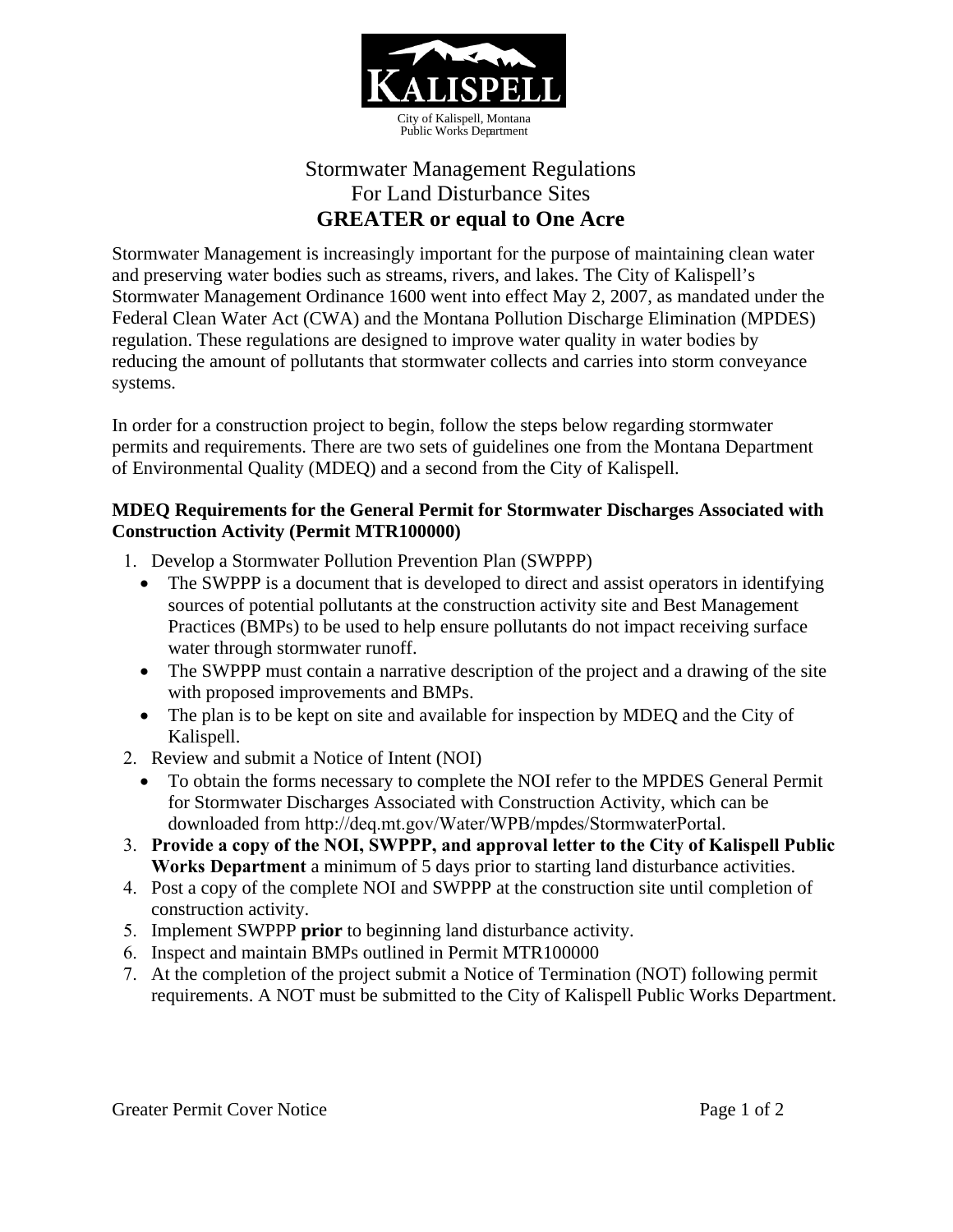KALISPELL

City of Kalispell, Montana
Public Works Department

# Stormwater Management Regulations For Land Disturbance Sites **GREATER or equal to One Acre**

Stormwater Management is increasingly important for the purpose of maintaining clean water and preserving water bodies such as streams, rivers, and lakes. The City of Kalispell's Stormwater Management Ordinance 1600 went into effect May 2, 2007, as mandated under the Federal Clean Water Act (CWA) and the Montana Pollution Discharge Elimination (MPDES) regulation. These regulations are designed to improve water quality in water bodies by reducing the amount of pollutants that stormwater collects and carries into storm conveyance systems.

In order for a construction project to begin, follow the steps below regarding stormwater permits and requirements. There are two sets of guidelines one from the Montana Department of Environmental Quality (MDEQ) and a second from the City of Kalispell.

**MDEQ Requirements for the General Permit for Stormwater Discharges Associated with Construction Activity (Permit MTR100000)**

1. Develop a Stormwater Pollution Prevention Plan (SWPPP)
   - The SWPPP is a document that is developed to direct and assist operators in identifying sources of potential pollutants at the construction activity site and Best Management Practices (BMPs) to be used to help ensure pollutants do not impact receiving surface water through stormwater runoff.
   - The SWPPP must contain a narrative description of the project and a drawing of the site with proposed improvements and BMPs.
   - The plan is to be kept on site and available for inspection by MDEQ and the City of Kalispell.
2. Review and submit a Notice of Intent (NOI)
   - To obtain the forms necessary to complete the NOI refer to the MPDES General Permit for Stormwater Discharges Associated with Construction Activity, which can be downloaded from http://deq.mt.gov/Water/WPB/mpdes/StormwaterPortal.
3. **Provide a copy of the NOI, SWPPP, and approval letter to the City of Kalispell Public Works Department** a minimum of 5 days prior to starting land disturbance activities.
4. Post a copy of the complete NOI and SWPPP at the construction site until completion of construction activity.
5. Implement SWPPP **prior** to beginning land disturbance activity.
6. Inspect and maintain BMPs outlined in Permit MTR100000
7. At the completion of the project submit a Notice of Termination (NOT) following permit requirements. A NOT must be submitted to the City of Kalispell Public Works Department.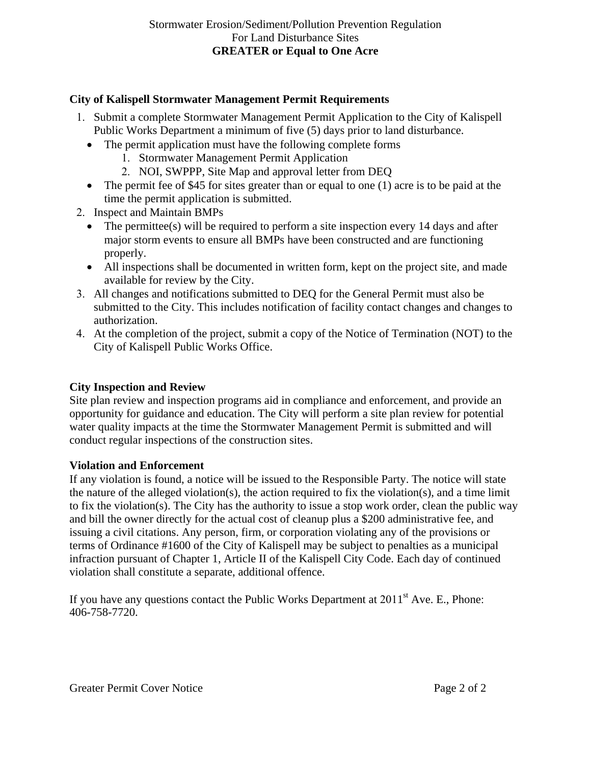Stormwater Erosion/Sediment/Pollution Prevention Regulation
For Land Disturbance Sites
**GREATER or Equal to One Acre**

**City of Kalispell Stormwater Management Permit Requirements**

1. Submit a complete Stormwater Management Permit Application to the City of Kalispell Public Works Department a minimum of five (5) days prior to land disturbance.
   - The permit application must have the following complete forms
     1. Stormwater Management Permit Application
     2. NOI, SWPPP, Site Map and approval letter from DEQ
   - The permit fee of $45 for sites greater than or equal to one (1) acre is to be paid at the time the permit application is submitted.
2. Inspect and Maintain BMPs
   - The permittee(s) will be required to perform a site inspection every 14 days and after major storm events to ensure all BMPs have been constructed and are functioning properly.
   - All inspections shall be documented in written form, kept on the project site, and made available for review by the City.
3. All changes and notifications submitted to DEQ for the General Permit must also be submitted to the City. This includes notification of facility contact changes and changes to authorization.
4. At the completion of the project, submit a copy of the Notice of Termination (NOT) to the City of Kalispell Public Works Office.

**City Inspection and Review**
Site plan review and inspection programs aid in compliance and enforcement, and provide an opportunity for guidance and education. The City will perform a site plan review for potential water quality impacts at the time the Stormwater Management Permit is submitted and will conduct regular inspections of the construction sites.

**Violation and Enforcement**
If any violation is found, a notice will be issued to the Responsible Party. The notice will state the nature of the alleged violation(s), the action required to fix the violation(s), and a time limit to fix the violation(s). The City has the authority to issue a stop work order, clean the public way and bill the owner directly for the actual cost of cleanup plus a $200 administrative fee, and issuing a civil citations. Any person, firm, or corporation violating any of the provisions or terms of Ordinance #1600 of the City of Kalispell may be subject to penalties as a municipal infraction pursuant of Chapter 1, Article II of the Kalispell City Code. Each day of continued violation shall constitute a separate, additional offence.

If you have any questions contact the Public Works Department at 201 1st Ave. E., Phone: 406-758-7720.